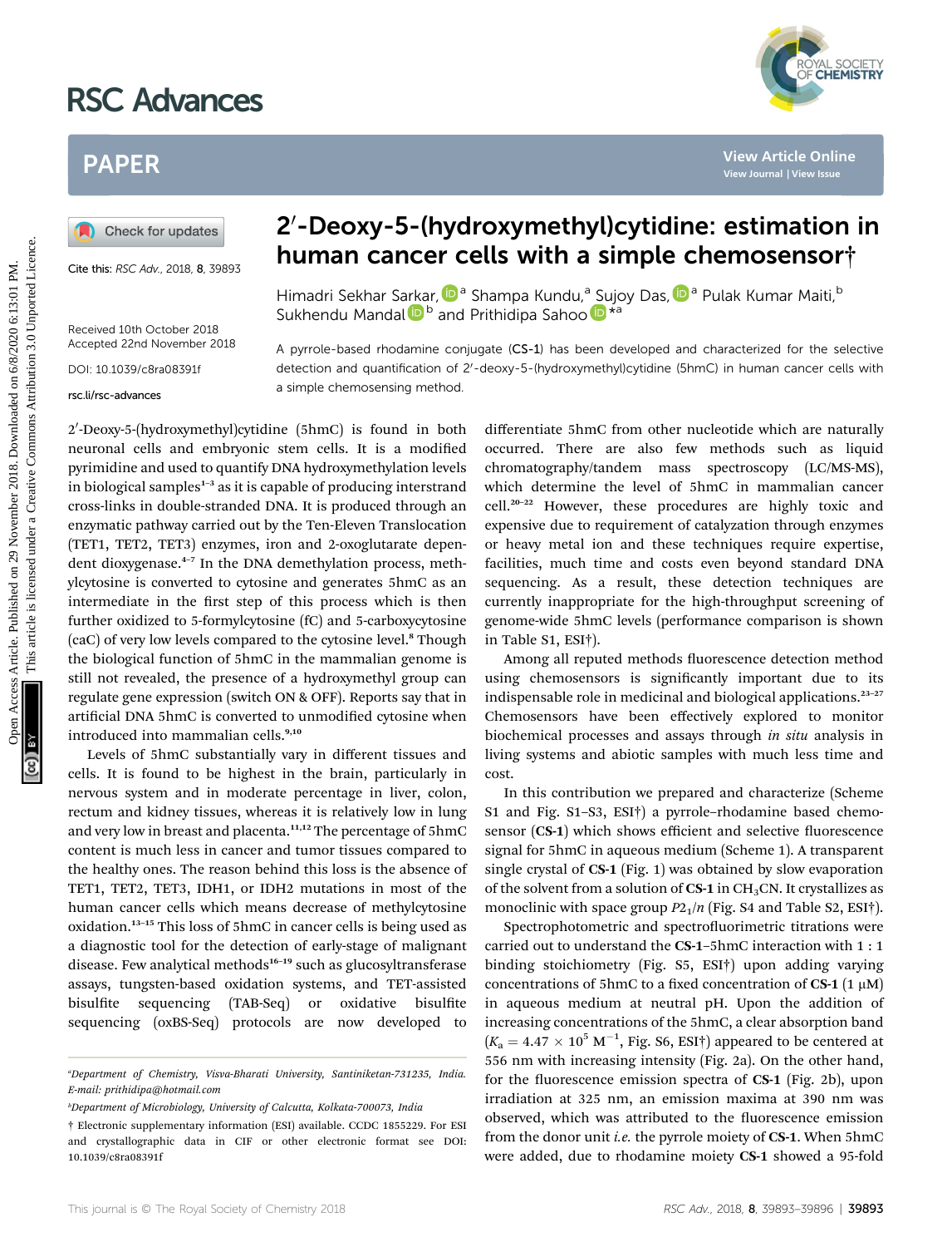# 2′-Deoxy-5-(hydroxymethyl)cytidine: estimation in human cancer cells with a simple chemosensor†

Cite this: *RSC Adv.*, 2018, **8**, 39893

Himadri Sekhar Sarkar,[a] Shampa Kundu,[a] Sujoy Das,[a] Pulak Kumar Maiti,[b] Sukhendu Mandal[b] and Prithidipa Sahoo*[a]

Received 10th October 2018
Accepted 22nd November 2018

DOI: 10.1039/c8ra08391f

rsc.li/rsc-advances

A pyrrole-based rhodamine conjugate (**CS-1**) has been developed and characterized for the selective detection and quantification of 2′-deoxy-5-(hydroxymethyl)cytidine (5hmC) in human cancer cells with a simple chemosensing method.

2′-Deoxy-5-(hydroxymethyl)cytidine (5hmC) is found in both neuronal cells and embryonic stem cells. It is a modified pyrimidine and used to quantify DNA hydroxymethylation levels in biological samples[1–3] as it is capable of producing interstrand cross-links in double-stranded DNA. It is produced through an enzymatic pathway carried out by the Ten-Eleven Translocation (TET1, TET2, TET3) enzymes, iron and 2-oxoglutarate dependent dioxygenase.[4–7] In the DNA demethylation process, methylcytosine is converted to cytosine and generates 5hmC as an intermediate in the first step of this process which is then further oxidized to 5-formylcytosine (fC) and 5-carboxycytosine (caC) of very low levels compared to the cytosine level.[8] Though the biological function of 5hmC in the mammalian genome is still not revealed, the presence of a hydroxymethyl group can regulate gene expression (switch ON & OFF). Reports say that in artificial DNA 5hmC is converted to unmodified cytosine when introduced into mammalian cells.[9,10]

Levels of 5hmC substantially vary in different tissues and cells. It is found to be highest in the brain, particularly in nervous system and in moderate percentage in liver, colon, rectum and kidney tissues, whereas it is relatively low in lung and very low in breast and placenta.[11,12] The percentage of 5hmC content is much less in cancer and tumor tissues compared to the healthy ones. The reason behind this loss is the absence of TET1, TET2, TET3, IDH1, or IDH2 mutations in most of the human cancer cells which means decrease of methylcytosine oxidation.[13–15] This loss of 5hmC in cancer cells is being used as a diagnostic tool for the detection of early-stage of malignant disease. Few analytical methods[16–19] such as glucosyltransferase assays, tungsten-based oxidation systems, and TET-assisted bisulfite sequencing (TAB-Seq) or oxidative bisulfite sequencing (oxBS-Seq) protocols are now developed to differentiate 5hmC from other nucleotide which are naturally occurred. There are also few methods such as liquid chromatography/tandem mass spectroscopy (LC/MS-MS), which determine the level of 5hmC in mammalian cancer cell.[20–22] However, these procedures are highly toxic and expensive due to requirement of catalyzation through enzymes or heavy metal ion and these techniques require expertise, facilities, much time and costs even beyond standard DNA sequencing. As a result, these detection techniques are currently inappropriate for the high-throughput screening of genome-wide 5hmC levels (performance comparison is shown in Table S1, ESI†).

Among all reputed methods fluorescence detection method using chemosensors is significantly important due to its indispensable role in medicinal and biological applications.[23–27] Chemosensors have been effectively explored to monitor biochemical processes and assays through *in situ* analysis in living systems and abiotic samples with much less time and cost.

In this contribution we prepared and characterize (Scheme S1 and Fig. S1–S3, ESI†) a pyrrole–rhodamine based chemosensor (**CS-1**) which shows efficient and selective fluorescence signal for 5hmC in aqueous medium (Scheme 1). A transparent single crystal of **CS-1** (Fig. 1) was obtained by slow evaporation of the solvent from a solution of **CS-1** in $CH_3CN$. It crystallizes as monoclinic with space group $P2_1/n$ (Fig. S4 and Table S2, ESI†).

Spectrophotometric and spectrofluorimetric titrations were carried out to understand the **CS-1**–5hmC interaction with 1 : 1 binding stoichiometry (Fig. S5, ESI†) upon adding varying concentrations of 5hmC to a fixed concentration of **CS-1** (1 μM) in aqueous medium at neutral pH. Upon the addition of increasing concentrations of the 5hmC, a clear absorption band ($K_a = 4.47 \times 10^5\ M^{-1}$, Fig. S6, ESI†) appeared to be centered at 556 nm with increasing intensity (Fig. 2a). On the other hand, for the fluorescence emission spectra of **CS-1** (Fig. 2b), upon irradiation at 325 nm, an emission maxima at 390 nm was observed, which was attributed to the fluorescence emission from the donor unit *i.e.* the pyrrole moiety of **CS-1**. When 5hmC were added, due to rhodamine moiety **CS-1** showed a 95-fold

[a]Department of Chemistry, Visva-Bharati University, Santiniketan-731235, India. E-mail: prithidipa@hotmail.com

[b]Department of Microbiology, University of Calcutta, Kolkata-700073, India

† Electronic supplementary information (ESI) available. CCDC 1855229. For ESI and crystallographic data in CIF or other electronic format see DOI: 10.1039/c8ra08391f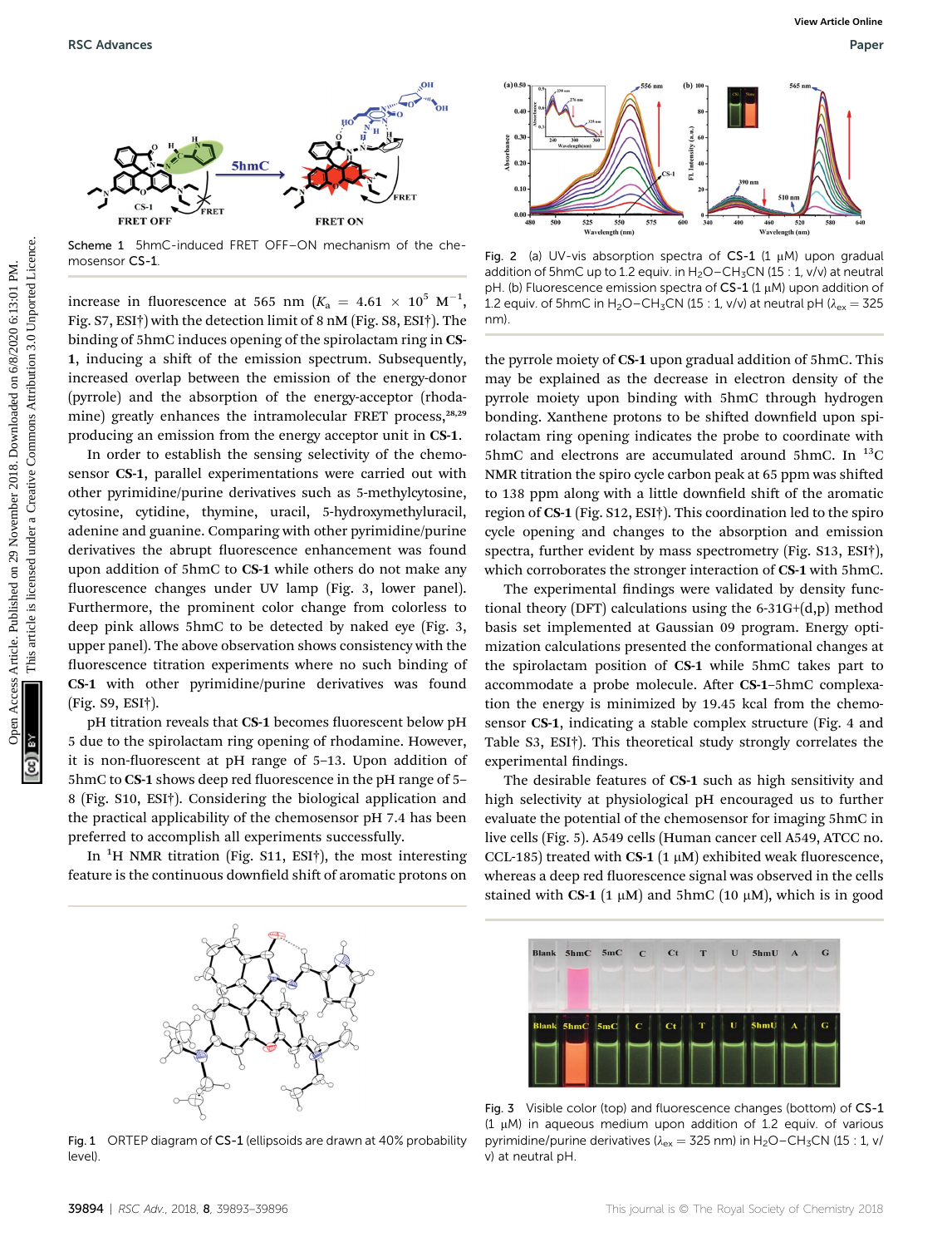Scheme 1 5hmC-induced FRET OFF–ON mechanism of the chemosensor **CS-1**.

increase in fluorescence at 565 nm ($K_a$ = 4.61 × $10^5$ $M^{-1}$, Fig. S7, ESI†) with the detection limit of 8 nM (Fig. S8, ESI†). The binding of 5hmC induces opening of the spirolactam ring in **CS-1**, inducing a shift of the emission spectrum. Subsequently, increased overlap between the emission of the energy-donor (pyrrole) and the absorption of the energy-acceptor (rhodamine) greatly enhances the intramolecular FRET process,[28,29] producing an emission from the energy acceptor unit in **CS-1**.

In order to establish the sensing selectivity of the chemosensor **CS-1**, parallel experimentations were carried out with other pyrimidine/purine derivatives such as 5-methylcytosine, cytosine, cytidine, thymine, uracil, 5-hydroxymethyluracil, adenine and guanine. Comparing with other pyrimidine/purine derivatives the abrupt fluorescence enhancement was found upon addition of 5hmC to **CS-1** while others do not make any fluorescence changes under UV lamp (Fig. 3, lower panel). Furthermore, the prominent color change from colorless to deep pink allows 5hmC to be detected by naked eye (Fig. 3, upper panel). The above observation shows consistency with the fluorescence titration experiments where no such binding of **CS-1** with other pyrimidine/purine derivatives was found (Fig. S9, ESI†).

pH titration reveals that **CS-1** becomes fluorescent below pH 5 due to the spirolactam ring opening of rhodamine. However, it is non-fluorescent at pH range of 5–13. Upon addition of 5hmC to **CS-1** shows deep red fluorescence in the pH range of 5–8 (Fig. S10, ESI†). Considering the biological application and the practical applicability of the chemosensor pH 7.4 has been preferred to accomplish all experiments successfully.

In $^1$H NMR titration (Fig. S11, ESI†), the most interesting feature is the continuous downfield shift of aromatic protons on

Fig. 2 (a) UV-vis absorption spectra of **CS-1** (1 μM) upon gradual addition of 5hmC up to 1.2 equiv. in $H_2O$–$CH_3CN$ (15 : 1, v/v) at neutral pH. (b) Fluorescence emission spectra of **CS-1** (1 μM) upon addition of 1.2 equiv. of 5hmC in $H_2O$–$CH_3CN$ (15 : 1, v/v) at neutral pH ($\lambda_{ex}$ = 325 nm).

the pyrrole moiety of **CS-1** upon gradual addition of 5hmC. This may be explained as the decrease in electron density of the pyrrole moiety upon binding with 5hmC through hydrogen bonding. Xanthene protons to be shifted downfield upon spirolactam ring opening indicates the probe to coordinate with 5hmC and electrons are accumulated around 5hmC. In $^{13}$C NMR titration the spiro cycle carbon peak at 65 ppm was shifted to 138 ppm along with a little downfield shift of the aromatic region of **CS-1** (Fig. S12, ESI†). This coordination led to the spiro cycle opening and changes to the absorption and emission spectra, further evident by mass spectrometry (Fig. S13, ESI†), which corroborates the stronger interaction of **CS-1** with 5hmC.

The experimental findings were validated by density functional theory (DFT) calculations using the 6-31G+(d,p) method basis set implemented at Gaussian 09 program. Energy optimization calculations presented the conformational changes at the spirolactam position of **CS-1** while 5hmC takes part to accommodate a probe molecule. After **CS-1**–5hmC complexation the energy is minimized by 19.45 kcal from the chemosensor **CS-1**, indicating a stable complex structure (Fig. 4 and Table S3, ESI†). This theoretical study strongly correlates the experimental findings.

The desirable features of **CS-1** such as high sensitivity and high selectivity at physiological pH encouraged us to further evaluate the potential of the chemosensor for imaging 5hmC in live cells (Fig. 5). A549 cells (Human cancer cell A549, ATCC no. CCL-185) treated with **CS-1** (1 μM) exhibited weak fluorescence, whereas a deep red fluorescence signal was observed in the cells stained with **CS-1** (1 μM) and 5hmC (10 μM), which is in good

Fig. 1 ORTEP diagram of **CS-1** (ellipsoids are drawn at 40% probability level).

Fig. 3 Visible color (top) and fluorescence changes (bottom) of **CS-1** (1 μM) in aqueous medium upon addition of 1.2 equiv. of various pyrimidine/purine derivatives ($\lambda_{ex}$ = 325 nm) in $H_2O$–$CH_3CN$ (15 : 1, v/v) at neutral pH.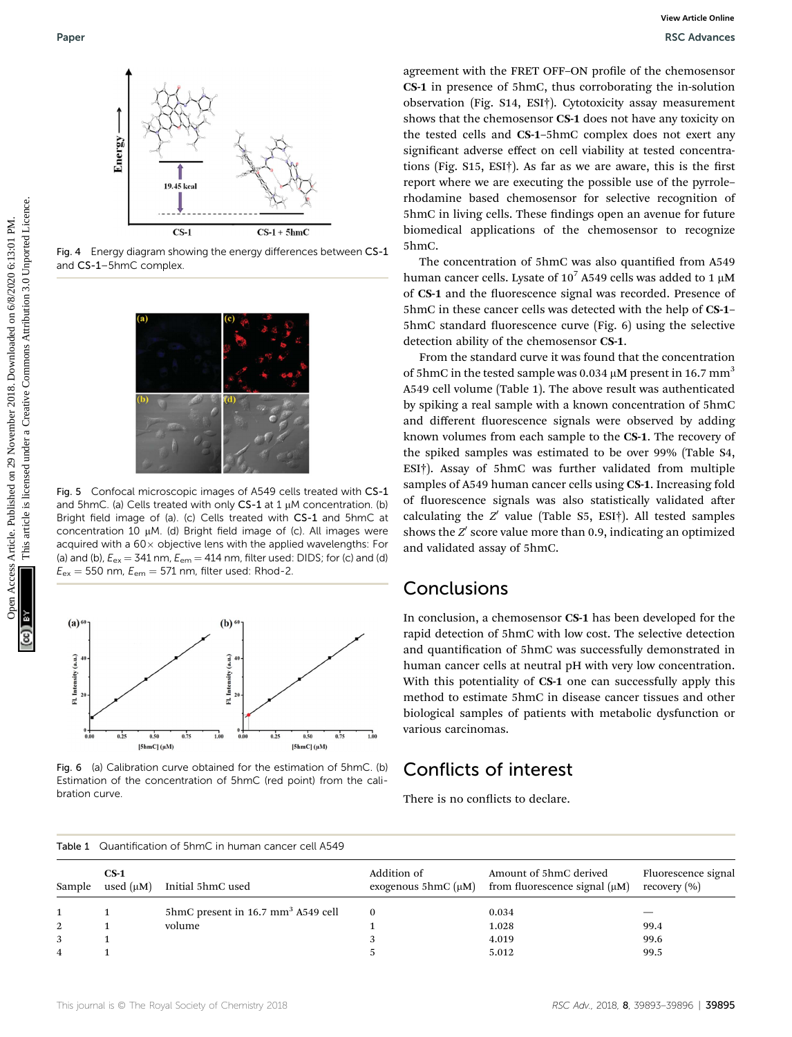Fig. 4 Energy diagram showing the energy differences between **CS-1** and **CS-1**–5hmC complex.

Fig. 5 Confocal microscopic images of A549 cells treated with **CS-1** and 5hmC. (a) Cells treated with only **CS-1** at 1 μM concentration. (b) Bright field image of (a). (c) Cells treated with **CS-1** and 5hmC at concentration 10 μM. (d) Bright field image of (c). All images were acquired with a 60× objective lens with the applied wavelengths: For (a) and (b), $E_{ex}$ = 341 nm, $E_{em}$ = 414 nm, filter used: DIDS; for (c) and (d) $E_{ex}$ = 550 nm, $E_{em}$ = 571 nm, filter used: Rhod-2.

Fig. 6 (a) Calibration curve obtained for the estimation of 5hmC. (b) Estimation of the concentration of 5hmC (red point) from the calibration curve.

agreement with the FRET OFF–ON profile of the chemosensor **CS-1** in presence of 5hmC, thus corroborating the in-solution observation (Fig. S14, ESI†). Cytotoxicity assay measurement shows that the chemosensor **CS-1** does not have any toxicity on the tested cells and **CS-1**–5hmC complex does not exert any significant adverse effect on cell viability at tested concentrations (Fig. S15, ESI†). As far as we are aware, this is the first report where we are executing the possible use of the pyrrole–rhodamine based chemosensor for selective recognition of 5hmC in living cells. These findings open an avenue for future biomedical applications of the chemosensor to recognize 5hmC.

The concentration of 5hmC was also quantified from A549 human cancer cells. Lysate of $10^7$ A549 cells was added to 1 μM of **CS-1** and the fluorescence signal was recorded. Presence of 5hmC in these cancer cells was detected with the help of **CS-1**–5hmC standard fluorescence curve (Fig. 6) using the selective detection ability of the chemosensor **CS-1**.

From the standard curve it was found that the concentration of 5hmC in the tested sample was 0.034 μM present in 16.7 mm³ A549 cell volume (Table 1). The above result was authenticated by spiking a real sample with a known concentration of 5hmC and different fluorescence signals were observed by adding known volumes from each sample to the **CS-1**. The recovery of the spiked samples was estimated to be over 99% (Table S4, ESI†). Assay of 5hmC was further validated from multiple samples of A549 human cancer cells using **CS-1**. Increasing fold of fluorescence signals was also statistically validated after calculating the $Z'$ value (Table S5, ESI†). All tested samples shows the $Z'$ score value more than 0.9, indicating an optimized and validated assay of 5hmC.

## Conclusions

In conclusion, a chemosensor **CS-1** has been developed for the rapid detection of 5hmC with low cost. The selective detection and quantification of 5hmC was successfully demonstrated in human cancer cells at neutral pH with very low concentration. With this potentiality of **CS-1** one can successfully apply this method to estimate 5hmC in disease cancer tissues and other biological samples of patients with metabolic dysfunction or various carcinomas.

## Conflicts of interest

There is no conflicts to declare.

Table 1 Quantification of 5hmC in human cancer cell A549

| Sample | CS-1 used (μM) | Initial 5hmC used | Addition of exogenous 5hmC (μM) | Amount of 5hmC derived from fluorescence signal (μM) | Fluorescence signal recovery (%) |
|---|---|---|---|---|---|
| 1 | 1 | 5hmC present in 16.7 mm³ A549 cell volume | 0 | 0.034 | — |
| 2 | 1 | | 1 | 1.028 | 99.4 |
| 3 | 1 | | 3 | 4.019 | 99.6 |
| 4 | 1 | | 5 | 5.012 | 99.5 |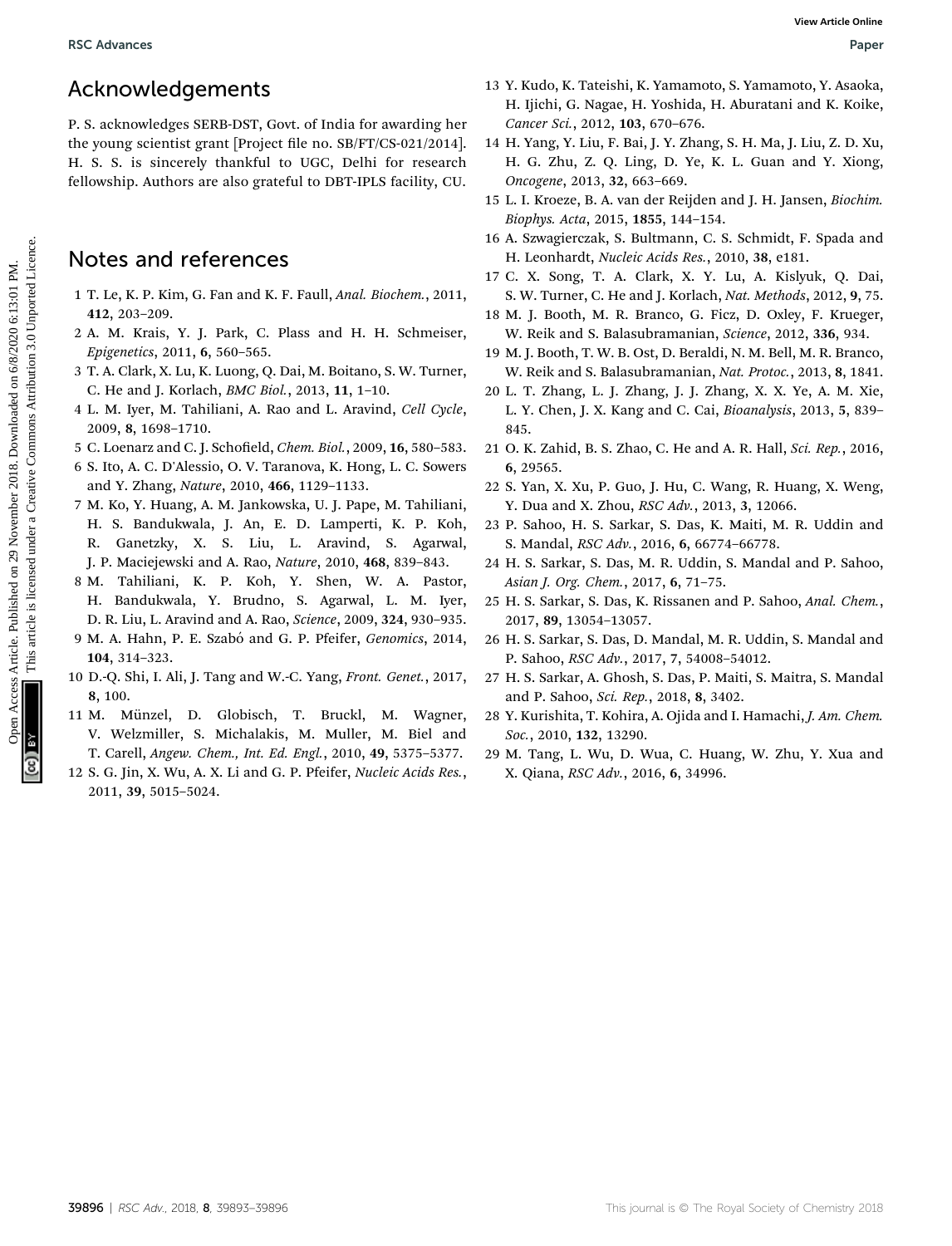## Acknowledgements

P. S. acknowledges SERB-DST, Govt. of India for awarding her the young scientist grant [Project file no. SB/FT/CS-021/2014]. H. S. S. is sincerely thankful to UGC, Delhi for research fellowship. Authors are also grateful to DBT-IPLS facility, CU.

## Notes and references

1 T. Le, K. P. Kim, G. Fan and K. F. Faull, *Anal. Biochem.*, 2011, **412**, 203–209.
2 A. M. Krais, Y. J. Park, C. Plass and H. H. Schmeiser, *Epigenetics*, 2011, **6**, 560–565.
3 T. A. Clark, X. Lu, K. Luong, Q. Dai, M. Boitano, S. W. Turner, C. He and J. Korlach, *BMC Biol.*, 2013, **11**, 1–10.
4 L. M. Iyer, M. Tahiliani, A. Rao and L. Aravind, *Cell Cycle*, 2009, **8**, 1698–1710.
5 C. Loenarz and C. J. Schofield, *Chem. Biol.*, 2009, **16**, 580–583.
6 S. Ito, A. C. D'Alessio, O. V. Taranova, K. Hong, L. C. Sowers and Y. Zhang, *Nature*, 2010, **466**, 1129–1133.
7 M. Ko, Y. Huang, A. M. Jankowska, U. J. Pape, M. Tahiliani, H. S. Bandukwala, J. An, E. D. Lamperti, K. P. Koh, R. Ganetzky, X. S. Liu, L. Aravind, S. Agarwal, J. P. Maciejewski and A. Rao, *Nature*, 2010, **468**, 839–843.
8 M. Tahiliani, K. P. Koh, Y. Shen, W. A. Pastor, H. Bandukwala, Y. Brudno, S. Agarwal, L. M. Iyer, D. R. Liu, L. Aravind and A. Rao, *Science*, 2009, **324**, 930–935.
9 M. A. Hahn, P. E. Szabó and G. P. Pfeifer, *Genomics*, 2014, **104**, 314–323.
10 D.-Q. Shi, I. Ali, J. Tang and W.-C. Yang, *Front. Genet.*, 2017, **8**, 100.
11 M. Münzel, D. Globisch, T. Bruckl, M. Wagner, V. Welzmiller, S. Michalakis, M. Muller, M. Biel and T. Carell, *Angew. Chem., Int. Ed. Engl.*, 2010, **49**, 5375–5377.
12 S. G. Jin, X. Wu, A. X. Li and G. P. Pfeifer, *Nucleic Acids Res.*, 2011, **39**, 5015–5024.
13 Y. Kudo, K. Tateishi, K. Yamamoto, S. Yamamoto, Y. Asaoka, H. Ijichi, G. Nagae, H. Yoshida, H. Aburatani and K. Koike, *Cancer Sci.*, 2012, **103**, 670–676.
14 H. Yang, Y. Liu, F. Bai, J. Y. Zhang, S. H. Ma, J. Liu, Z. D. Xu, H. G. Zhu, Z. Q. Ling, D. Ye, K. L. Guan and Y. Xiong, *Oncogene*, 2013, **32**, 663–669.
15 L. I. Kroeze, B. A. van der Reijden and J. H. Jansen, *Biochim. Biophys. Acta*, 2015, **1855**, 144–154.
16 A. Szwagierczak, S. Bultmann, C. S. Schmidt, F. Spada and H. Leonhardt, *Nucleic Acids Res.*, 2010, **38**, e181.
17 C. X. Song, T. A. Clark, X. Y. Lu, A. Kislyuk, Q. Dai, S. W. Turner, C. He and J. Korlach, *Nat. Methods*, 2012, **9**, 75.
18 M. J. Booth, M. R. Branco, G. Ficz, D. Oxley, F. Krueger, W. Reik and S. Balasubramanian, *Science*, 2012, **336**, 934.
19 M. J. Booth, T. W. B. Ost, D. Beraldi, N. M. Bell, M. R. Branco, W. Reik and S. Balasubramanian, *Nat. Protoc.*, 2013, **8**, 1841.
20 L. T. Zhang, L. J. Zhang, J. J. Zhang, X. X. Ye, A. M. Xie, L. Y. Chen, J. X. Kang and C. Cai, *Bioanalysis*, 2013, **5**, 839–845.
21 O. K. Zahid, B. S. Zhao, C. He and A. R. Hall, *Sci. Rep.*, 2016, **6**, 29565.
22 S. Yan, X. Xu, P. Guo, J. Hu, C. Wang, R. Huang, X. Weng, Y. Dua and X. Zhou, *RSC Adv.*, 2013, **3**, 12066.
23 P. Sahoo, H. S. Sarkar, S. Das, K. Maiti, M. R. Uddin and S. Mandal, *RSC Adv.*, 2016, **6**, 66774–66778.
24 H. S. Sarkar, S. Das, M. R. Uddin, S. Mandal and P. Sahoo, *Asian J. Org. Chem.*, 2017, **6**, 71–75.
25 H. S. Sarkar, S. Das, K. Rissanen and P. Sahoo, *Anal. Chem.*, 2017, **89**, 13054–13057.
26 H. S. Sarkar, S. Das, D. Mandal, M. R. Uddin, S. Mandal and P. Sahoo, *RSC Adv.*, 2017, **7**, 54008–54012.
27 H. S. Sarkar, A. Ghosh, S. Das, P. Maiti, S. Maitra, S. Mandal and P. Sahoo, *Sci. Rep.*, 2018, **8**, 3402.
28 Y. Kurishita, T. Kohira, A. Ojida and I. Hamachi, *J. Am. Chem. Soc.*, 2010, **132**, 13290.
29 M. Tang, L. Wu, D. Wua, C. Huang, W. Zhu, Y. Xua and X. Qiana, *RSC Adv.*, 2016, **6**, 34996.